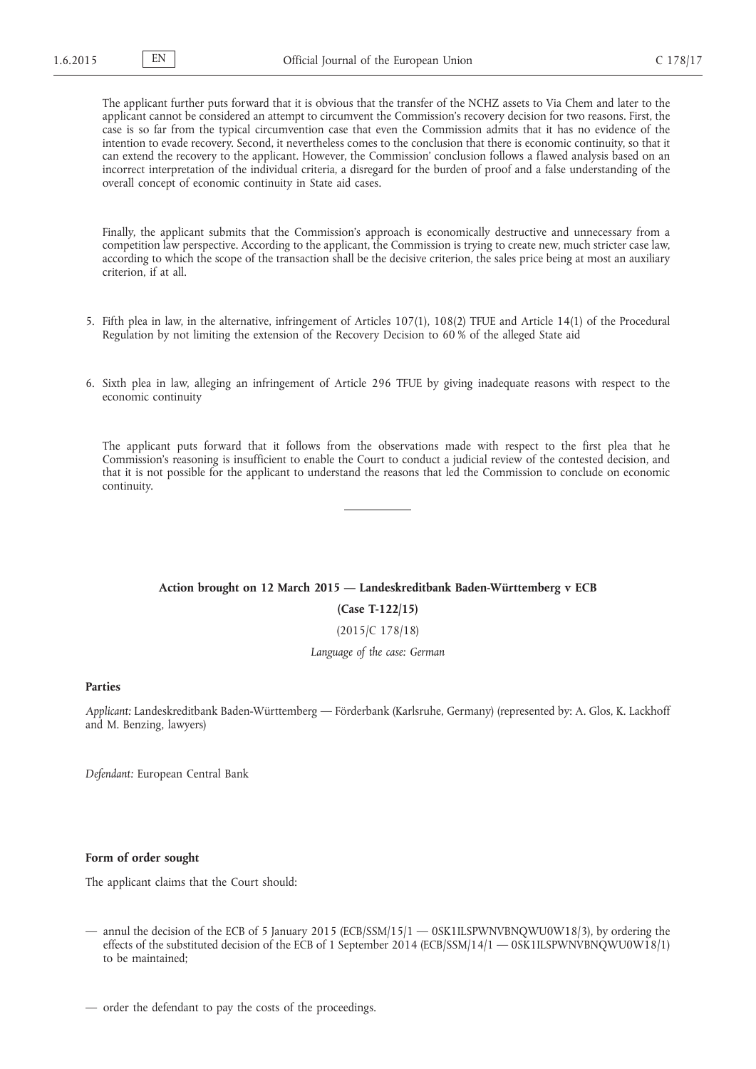The applicant further puts forward that it is obvious that the transfer of the NCHZ assets to Via Chem and later to the applicant cannot be considered an attempt to circumvent the Commission's recovery decision for two reasons. First, the case is so far from the typical circumvention case that even the Commission admits that it has no evidence of the intention to evade recovery. Second, it nevertheless comes to the conclusion that there is economic continuity, so that it can extend the recovery to the applicant. However, the Commission' conclusion follows a flawed analysis based on an incorrect interpretation of the individual criteria, a disregard for the burden of proof and a false understanding of the overall concept of economic continuity in State aid cases.

Finally, the applicant submits that the Commission's approach is economically destructive and unnecessary from a competition law perspective. According to the applicant, the Commission is trying to create new, much stricter case law, according to which the scope of the transaction shall be the decisive criterion, the sales price being at most an auxiliary criterion, if at all.

5. Fifth plea in law, in the alternative, infringement of Articles 107(1), 108(2) TFUE and Article 14(1) of the Procedural Regulation by not limiting the extension of the Recovery Decision to 60 % of the alleged State aid

6. Sixth plea in law, alleging an infringement of Article 296 TFUE by giving inadequate reasons with respect to the economic continuity

The applicant puts forward that it follows from the observations made with respect to the first plea that he Commission's reasoning is insufficient to enable the Court to conduct a judicial review of the contested decision, and that it is not possible for the applicant to understand the reasons that led the Commission to conclude on economic continuity.

---

**Action brought on 12 March 2015 — Landeskreditbank Baden-Württemberg v ECB**

**(Case T-122/15)**

(2015/C 178/18)

*Language of the case: German*

**Parties**

*Applicant:* Landeskreditbank Baden-Württemberg — Förderbank (Karlsruhe, Germany) (represented by: A. Glos, K. Lackhoff and M. Benzing, lawyers)

*Defendant:* European Central Bank

**Form of order sought**

The applicant claims that the Court should:

— annul the decision of the ECB of 5 January 2015 (ECB/SSM/15/1 — 0SK1ILSPWNVBNQWU0W18/3), by ordering the effects of the substituted decision of the ECB of 1 September 2014 (ECB/SSM/14/1 — 0SK1ILSPWNVBNQWU0W18/1) to be maintained;

— order the defendant to pay the costs of the proceedings.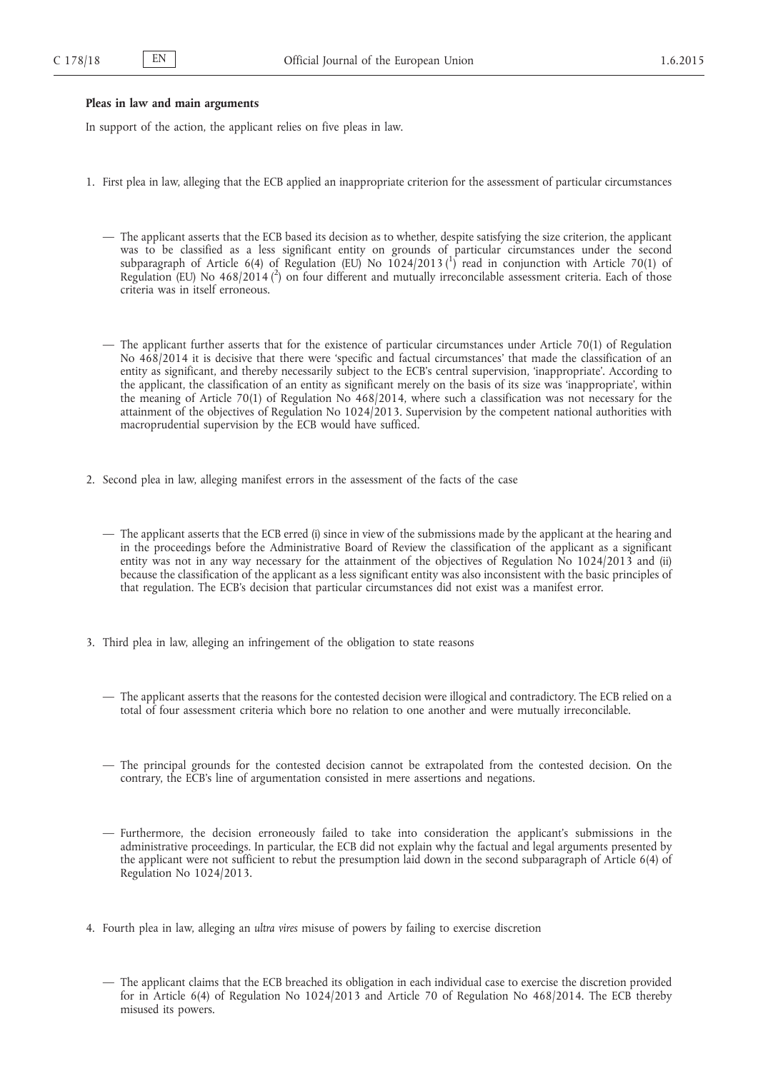**Pleas in law and main arguments**

In support of the action, the applicant relies on five pleas in law.

1. First plea in law, alleging that the ECB applied an inappropriate criterion for the assessment of particular circumstances

   — The applicant asserts that the ECB based its decision as to whether, despite satisfying the size criterion, the applicant was to be classified as a less significant entity on grounds of particular circumstances under the second subparagraph of Article 6(4) of Regulation (EU) No 1024/2013 [1] read in conjunction with Article 70(1) of Regulation (EU) No 468/2014 [2] on four different and mutually irreconcilable assessment criteria. Each of those criteria was in itself erroneous.

   — The applicant further asserts that for the existence of particular circumstances under Article 70(1) of Regulation No 468/2014 it is decisive that there were 'specific and factual circumstances' that made the classification of an entity as significant, and thereby necessarily subject to the ECB's central supervision, 'inappropriate'. According to the applicant, the classification of an entity as significant merely on the basis of its size was 'inappropriate', within the meaning of Article 70(1) of Regulation No 468/2014, where such a classification was not necessary for the attainment of the objectives of Regulation No 1024/2013. Supervision by the competent national authorities with macroprudential supervision by the ECB would have sufficed.

2. Second plea in law, alleging manifest errors in the assessment of the facts of the case

   — The applicant asserts that the ECB erred (i) since in view of the submissions made by the applicant at the hearing and in the proceedings before the Administrative Board of Review the classification of the applicant as a significant entity was not in any way necessary for the attainment of the objectives of Regulation No 1024/2013 and (ii) because the classification of the applicant as a less significant entity was also inconsistent with the basic principles of that regulation. The ECB's decision that particular circumstances did not exist was a manifest error.

3. Third plea in law, alleging an infringement of the obligation to state reasons

   — The applicant asserts that the reasons for the contested decision were illogical and contradictory. The ECB relied on a total of four assessment criteria which bore no relation to one another and were mutually irreconcilable.

   — The principal grounds for the contested decision cannot be extrapolated from the contested decision. On the contrary, the ECB's line of argumentation consisted in mere assertions and negations.

   — Furthermore, the decision erroneously failed to take into consideration the applicant's submissions in the administrative proceedings. In particular, the ECB did not explain why the factual and legal arguments presented by the applicant were not sufficient to rebut the presumption laid down in the second subparagraph of Article 6(4) of Regulation No 1024/2013.

4. Fourth plea in law, alleging an *ultra vires* misuse of powers by failing to exercise discretion

   — The applicant claims that the ECB breached its obligation in each individual case to exercise the discretion provided for in Article 6(4) of Regulation No 1024/2013 and Article 70 of Regulation No 468/2014. The ECB thereby misused its powers.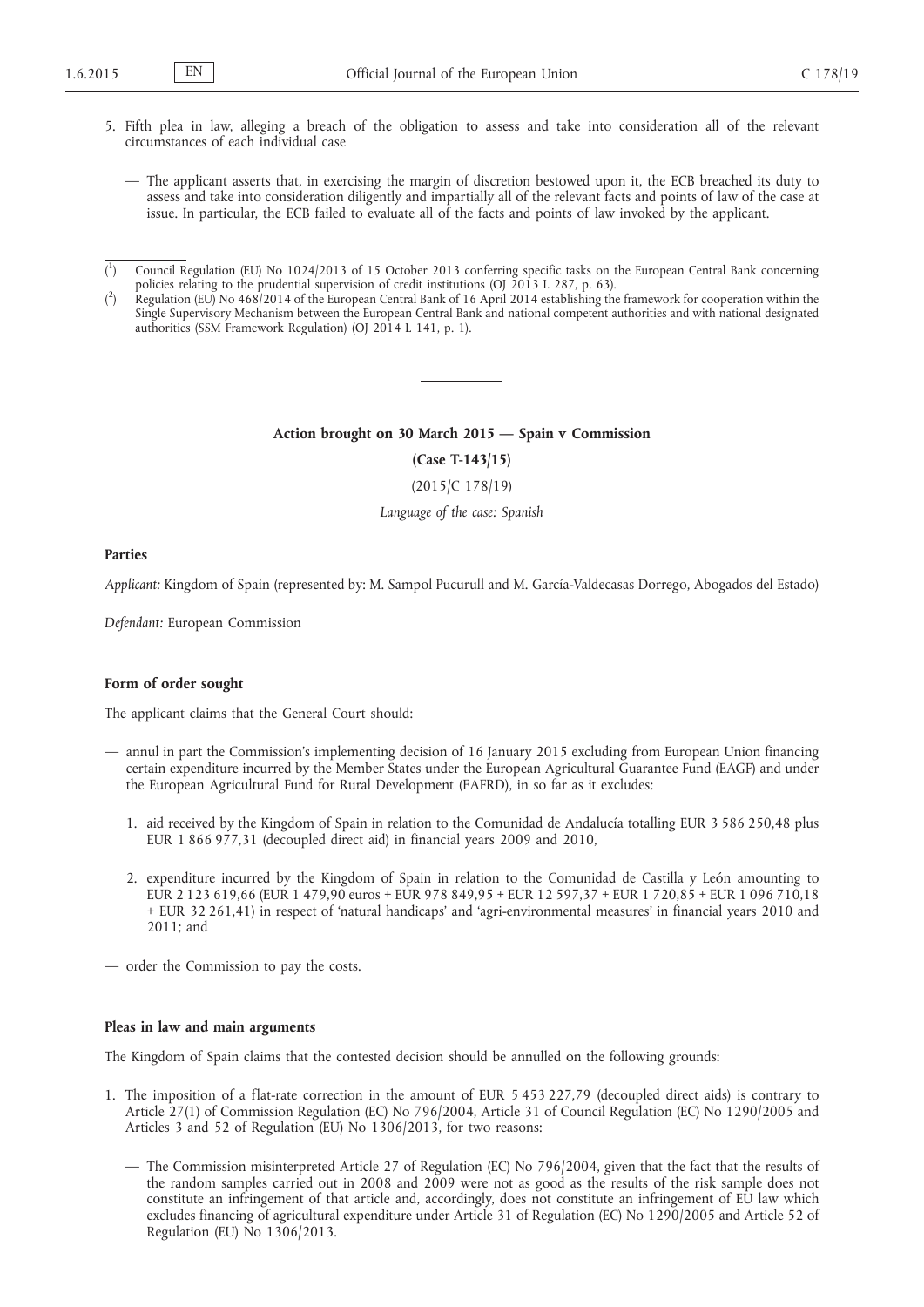5. Fifth plea in law, alleging a breach of the obligation to assess and take into consideration all of the relevant circumstances of each individual case

   — The applicant asserts that, in exercising the margin of discretion bestowed upon it, the ECB breached its duty to assess and take into consideration diligently and impartially all of the relevant facts and points of law of the case at issue. In particular, the ECB failed to evaluate all of the facts and points of law invoked by the applicant.

(1) Council Regulation (EU) No 1024/2013 of 15 October 2013 conferring specific tasks on the European Central Bank concerning policies relating to the prudential supervision of credit institutions (OJ 2013 L 287, p. 63).

(2) Regulation (EU) No 468/2014 of the European Central Bank of 16 April 2014 establishing the framework for cooperation within the Single Supervisory Mechanism between the European Central Bank and national competent authorities and with national designated authorities (SSM Framework Regulation) (OJ 2014 L 141, p. 1).

## Action brought on 30 March 2015 — Spain v Commission

**(Case T-143/15)**

(2015/C 178/19)

*Language of the case: Spanish*

### Parties

*Applicant:* Kingdom of Spain (represented by: M. Sampol Pucurull and M. García-Valdecasas Dorrego, Abogados del Estado)

*Defendant:* European Commission

### Form of order sought

The applicant claims that the General Court should:

— annul in part the Commission's implementing decision of 16 January 2015 excluding from European Union financing certain expenditure incurred by the Member States under the European Agricultural Guarantee Fund (EAGF) and under the European Agricultural Fund for Rural Development (EAFRD), in so far as it excludes:

   1. aid received by the Kingdom of Spain in relation to the Comunidad de Andalucía totalling EUR 3 586 250,48 plus EUR 1 866 977,31 (decoupled direct aid) in financial years 2009 and 2010,

   2. expenditure incurred by the Kingdom of Spain in relation to the Comunidad de Castilla y León amounting to EUR 2 123 619,66 (EUR 1 479,90 euros + EUR 978 849,95 + EUR 12 597,37 + EUR 1 720,85 + EUR 1 096 710,18 + EUR 32 261,41) in respect of 'natural handicaps' and 'agri-environmental measures' in financial years 2010 and 2011; and

— order the Commission to pay the costs.

### Pleas in law and main arguments

The Kingdom of Spain claims that the contested decision should be annulled on the following grounds:

1. The imposition of a flat-rate correction in the amount of EUR 5 453 227,79 (decoupled direct aids) is contrary to Article 27(1) of Commission Regulation (EC) No 796/2004, Article 31 of Council Regulation (EC) No 1290/2005 and Articles 3 and 52 of Regulation (EU) No 1306/2013, for two reasons:

   — The Commission misinterpreted Article 27 of Regulation (EC) No 796/2004, given that the fact that the results of the random samples carried out in 2008 and 2009 were not as good as the results of the risk sample does not constitute an infringement of that article and, accordingly, does not constitute an infringement of EU law which excludes financing of agricultural expenditure under Article 31 of Regulation (EC) No 1290/2005 and Article 52 of Regulation (EU) No 1306/2013.